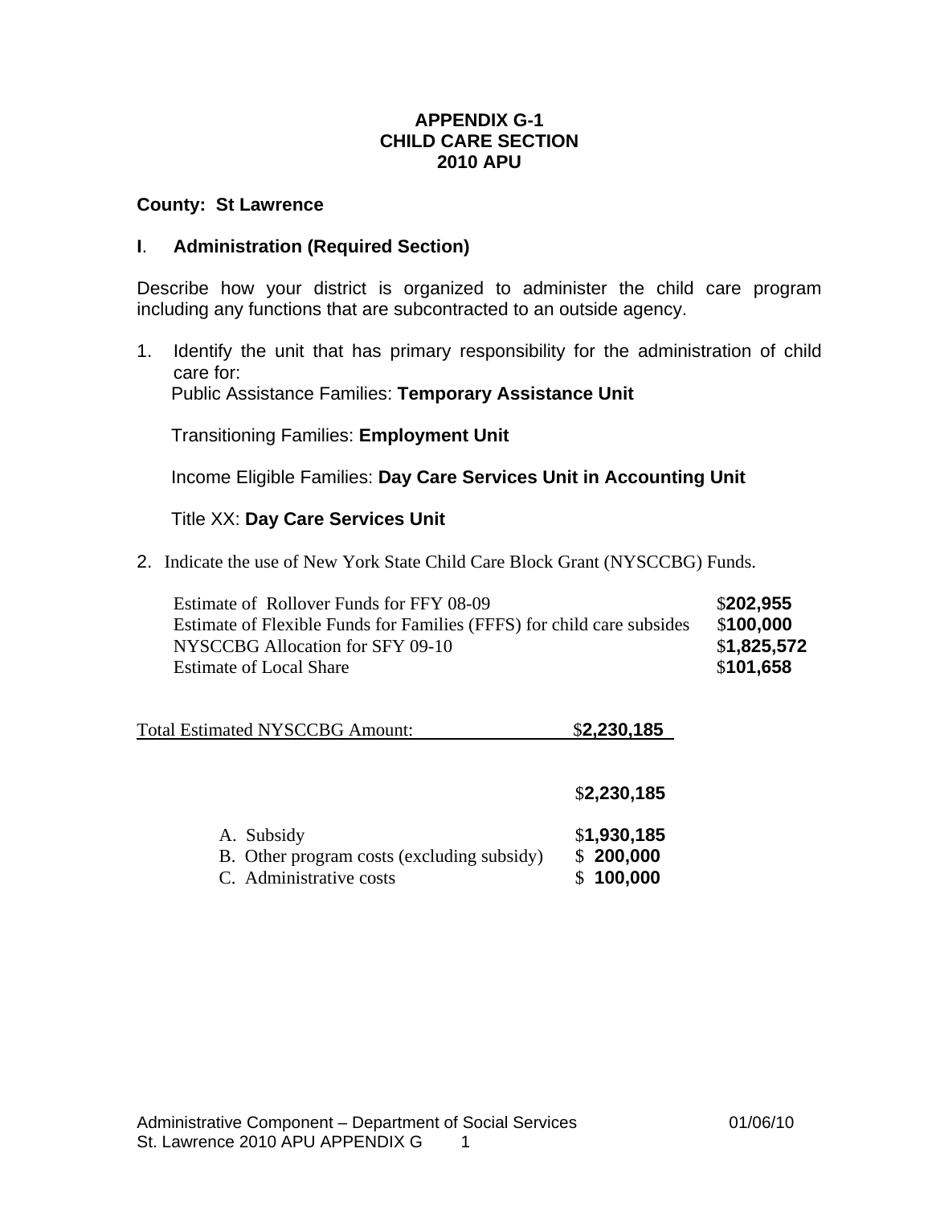# APPENDIX G-1
# CHILD CARE SECTION
# 2010 APU

**County: St Lawrence**

## I. Administration (Required Section)

Describe how your district is organized to administer the child care program including any functions that are subcontracted to an outside agency.

1. Identify the unit that has primary responsibility for the administration of child care for:

   Public Assistance Families: **Temporary Assistance Unit**

   Transitioning Families: **Employment Unit**

   Income Eligible Families: **Day Care Services Unit in Accounting Unit**

   Title XX: **Day Care Services Unit**

2. Indicate the use of New York State Child Care Block Grant (NYSCCBG) Funds.

| | |
|---|---|
| Estimate of Rollover Funds for FFY 08-09 | $**202,955** |
| Estimate of Flexible Funds for Families (FFFS) for child care subsides | $**100,000** |
| NYSCCBG Allocation for SFY 09-10 | $**1,825,572** |
| Estimate of Local Share | $**101,658** |

Total Estimated NYSCCBG Amount: $**2,230,185**

$**2,230,185**

| | |
|---|---|
| A. Subsidy | $**1,930,185** |
| B. Other program costs (excluding subsidy) | $ **200,000** |
| C. Administrative costs | $ **100,000** |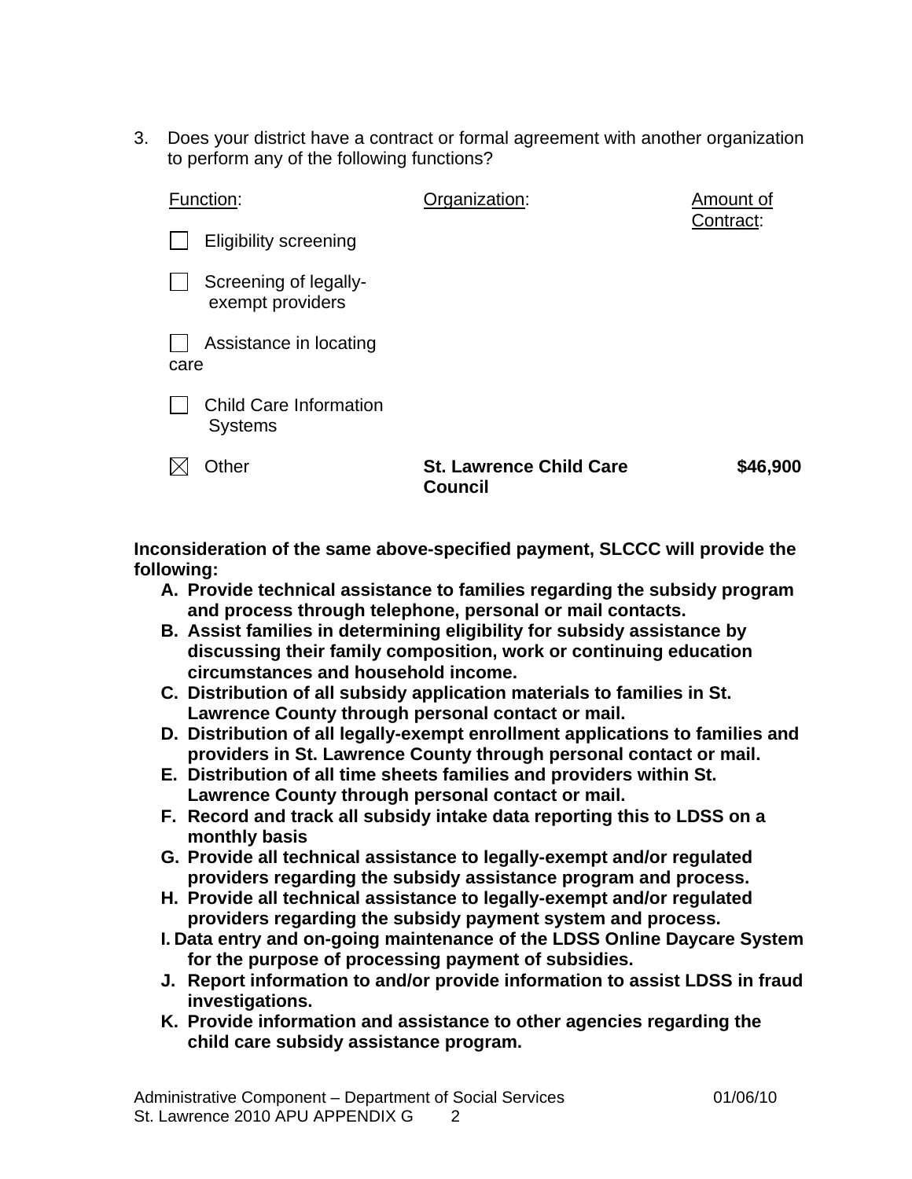3. Does your district have a contract or formal agreement with another organization to perform any of the following functions?

| Function: | Organization: | Amount of Contract: |
|---|---|---|
| ☐ Eligibility screening | | |
| ☐ Screening of legally-exempt providers | | |
| ☐ Assistance in locating care | | |
| ☐ Child Care Information Systems | | |
| ☒ Other | **St. Lawrence Child Care Council** | **$46,900** |

**Inconsideration of the same above-specified payment, SLCCC will provide the following:**

- **A. Provide technical assistance to families regarding the subsidy program and process through telephone, personal or mail contacts.**
- **B. Assist families in determining eligibility for subsidy assistance by discussing their family composition, work or continuing education circumstances and household income.**
- **C. Distribution of all subsidy application materials to families in St. Lawrence County through personal contact or mail.**
- **D. Distribution of all legally-exempt enrollment applications to families and providers in St. Lawrence County through personal contact or mail.**
- **E. Distribution of all time sheets families and providers within St. Lawrence County through personal contact or mail.**
- **F. Record and track all subsidy intake data reporting this to LDSS on a monthly basis**
- **G. Provide all technical assistance to legally-exempt and/or regulated providers regarding the subsidy assistance program and process.**
- **H. Provide all technical assistance to legally-exempt and/or regulated providers regarding the subsidy payment system and process.**
- **I. Data entry and on-going maintenance of the LDSS Online Daycare System for the purpose of processing payment of subsidies.**
- **J. Report information to and/or provide information to assist LDSS in fraud investigations.**
- **K. Provide information and assistance to other agencies regarding the child care subsidy assistance program.**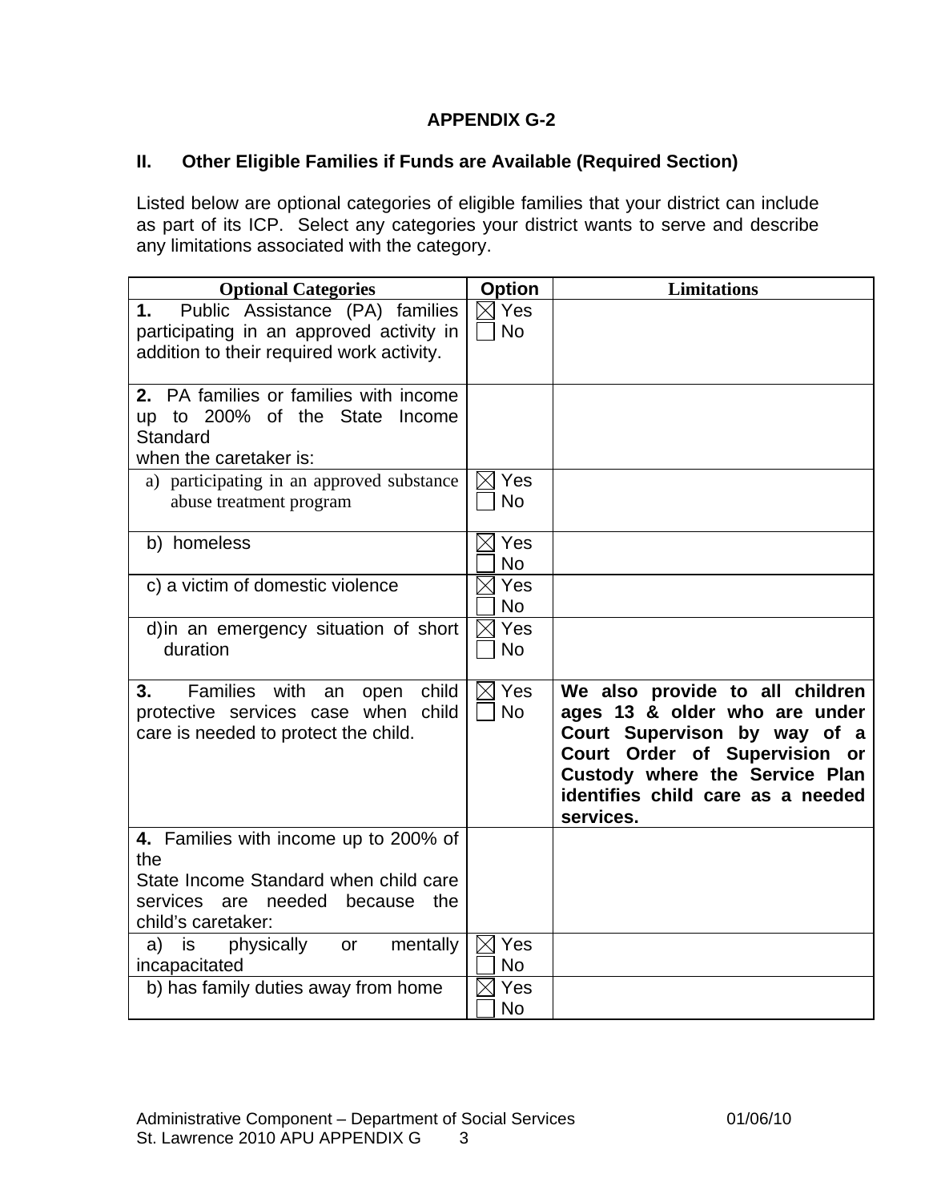## APPENDIX G-2

## II. Other Eligible Families if Funds are Available (Required Section)

Listed below are optional categories of eligible families that your district can include as part of its ICP. Select any categories your district wants to serve and describe any limitations associated with the category.

| Optional Categories | Option | Limitations |
|---|---|---|
| **1.** Public Assistance (PA) families participating in an approved activity in addition to their required work activity. | ☒ Yes ☐ No | |
| **2.** PA families or families with income up to 200% of the State Income Standard when the caretaker is: | | |
| a) participating in an approved substance abuse treatment program | ☒ Yes ☐ No | |
| b) homeless | ☒ Yes ☐ No | |
| c) a victim of domestic violence | ☒ Yes ☐ No | |
| d) in an emergency situation of short duration | ☒ Yes ☐ No | |
| **3.** Families with an open child protective services case when child care is needed to protect the child. | ☒ Yes ☐ No | **We also provide to all children ages 13 & older who are under Court Supervison by way of a Court Order of Supervision or Custody where the Service Plan identifies child care as a needed services.** |
| **4.** Families with income up to 200% of the State Income Standard when child care services are needed because the child's caretaker: | | |
| a) is physically or mentally incapacitated | ☒ Yes ☐ No | |
| b) has family duties away from home | ☒ Yes ☐ No | |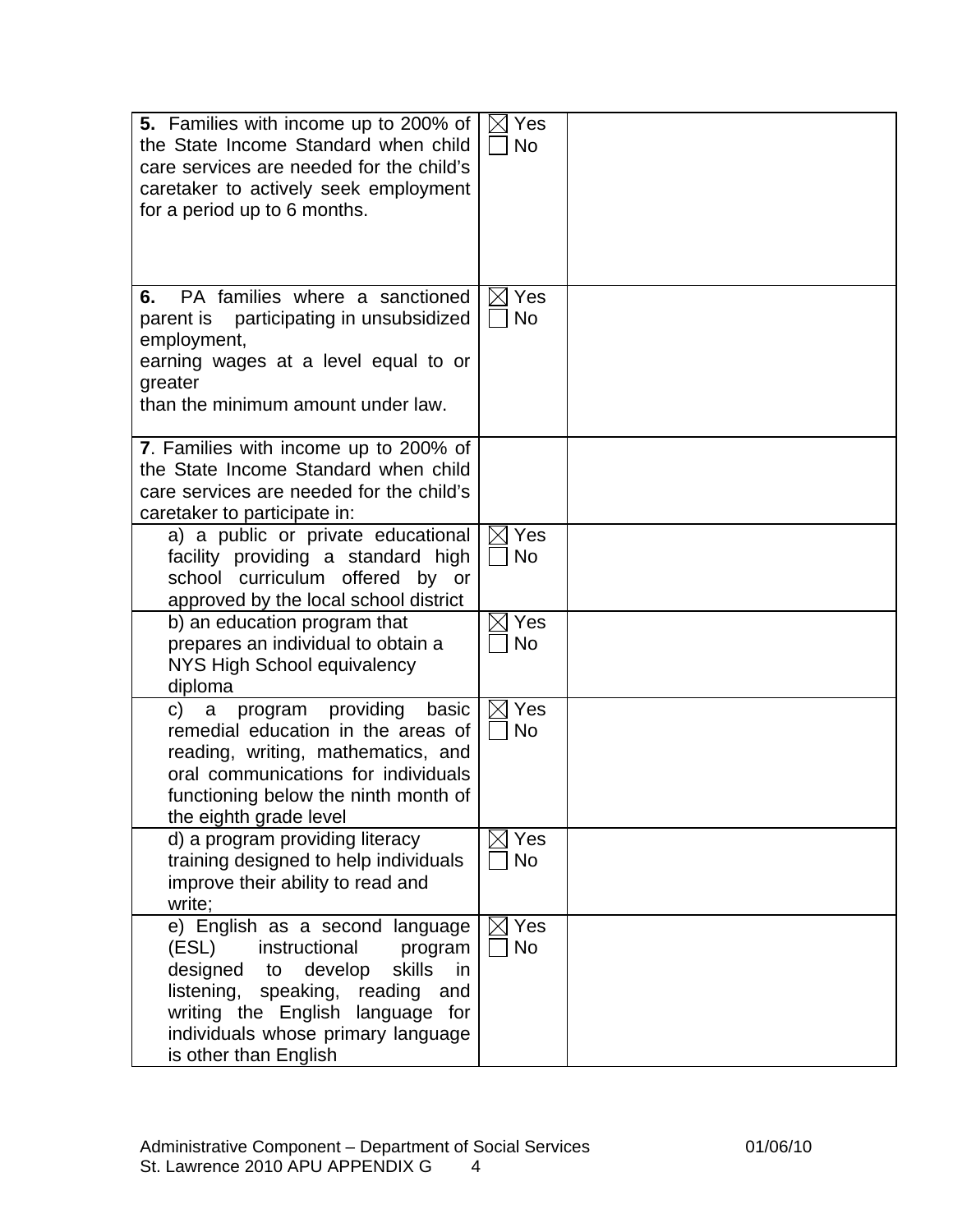| | | |
|---|---|---|
| **5.** Families with income up to 200% of the State Income Standard when child care services are needed for the child's caretaker to actively seek employment for a period up to 6 months. | ☒ Yes<br>☐ No | |
| **6.** PA families where a sanctioned parent is participating in unsubsidized employment,<br>earning wages at a level equal to or greater<br>than the minimum amount under law. | ☒ Yes<br>☐ No | |
| **7**. Families with income up to 200% of the State Income Standard when child care services are needed for the child's caretaker to participate in: | | |
| a) a public or private educational facility providing a standard high school curriculum offered by or approved by the local school district | ☒ Yes<br>☐ No | |
| b) an education program that prepares an individual to obtain a NYS High School equivalency diploma | ☒ Yes<br>☐ No | |
| c) a program providing basic remedial education in the areas of reading, writing, mathematics, and oral communications for individuals functioning below the ninth month of the eighth grade level | ☒ Yes<br>☐ No | |
| d) a program providing literacy training designed to help individuals improve their ability to read and write; | ☒ Yes<br>☐ No | |
| e) English as a second language (ESL) instructional program designed to develop skills in listening, speaking, reading and writing the English language for individuals whose primary language is other than English | ☒ Yes<br>☐ No | |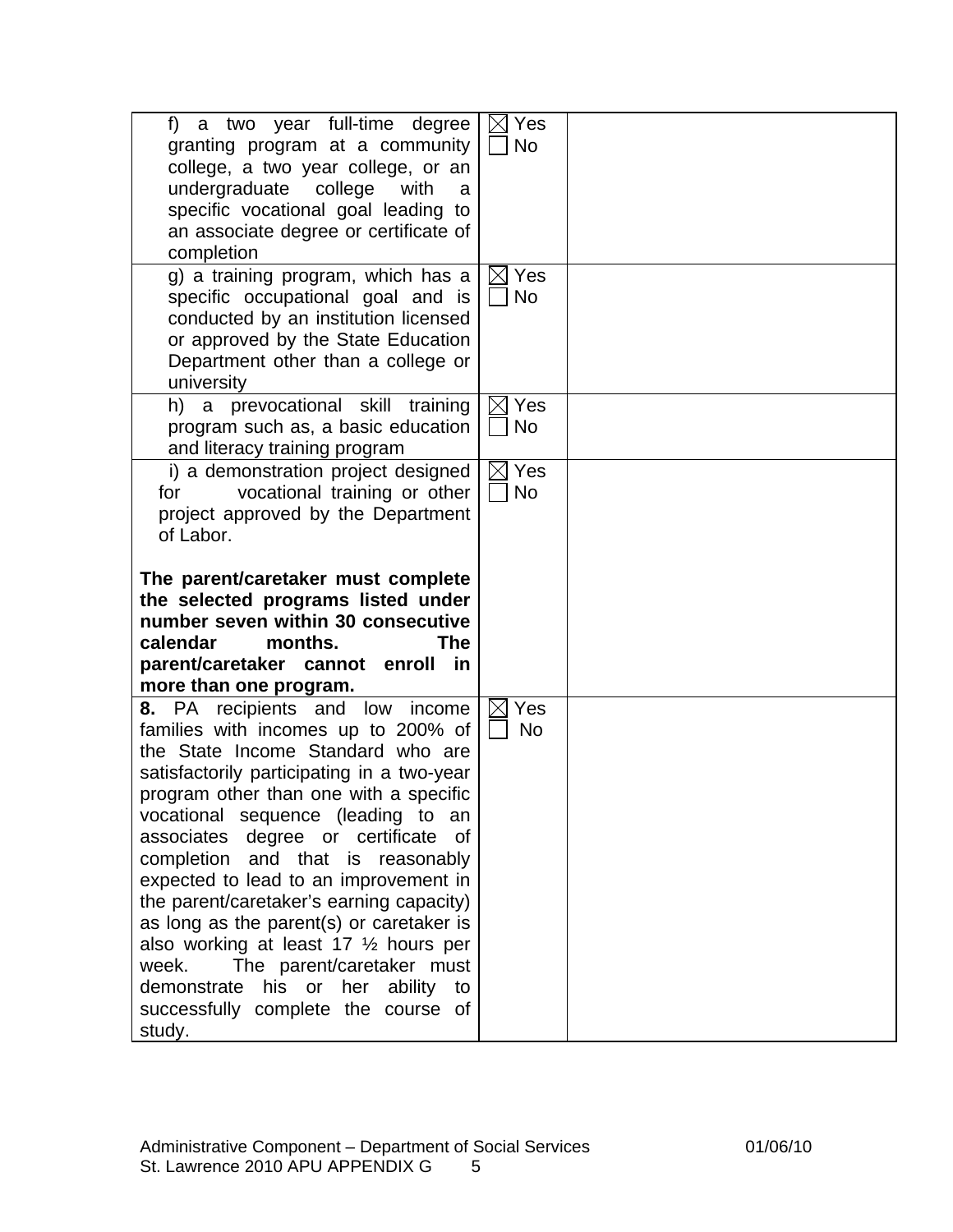| | | |
|---|---|---|
| f) a two year full-time degree granting program at a community college, a two year college, or an undergraduate college with a specific vocational goal leading to an associate degree or certificate of completion | ☒ Yes ☐ No | |
| g) a training program, which has a specific occupational goal and is conducted by an institution licensed or approved by the State Education Department other than a college or university | ☒ Yes ☐ No | |
| h) a prevocational skill training program such as, a basic education and literacy training program | ☒ Yes ☐ No | |
| i) a demonstration project designed for vocational training or other project approved by the Department of Labor.<br><br>**The parent/caretaker must complete the selected programs listed under number seven within 30 consecutive calendar months. The parent/caretaker cannot enroll in more than one program.** | ☒ Yes ☐ No | |
| **8.** PA recipients and low income families with incomes up to 200% of the State Income Standard who are satisfactorily participating in a two-year program other than one with a specific vocational sequence (leading to an associates degree or certificate of completion and that is reasonably expected to lead to an improvement in the parent/caretaker's earning capacity) as long as the parent(s) or caretaker is also working at least 17 ½ hours per week. The parent/caretaker must demonstrate his or her ability to successfully complete the course of study. | ☒ Yes ☐ No | |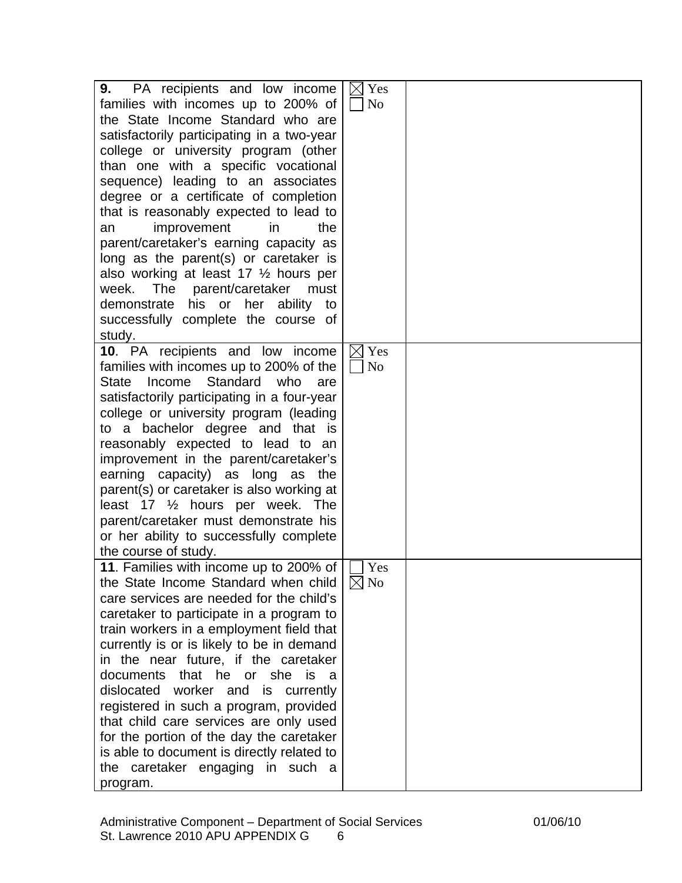| | | |
|---|---|---|
| **9.** PA recipients and low income families with incomes up to 200% of the State Income Standard who are satisfactorily participating in a two-year college or university program (other than one with a specific vocational sequence) leading to an associates degree or a certificate of completion that is reasonably expected to lead to an improvement in the parent/caretaker's earning capacity as long as the parent(s) or caretaker is also working at least 17 ½ hours per week. The parent/caretaker must demonstrate his or her ability to successfully complete the course of study. | ☒ Yes<br>☐ No | |
| **10**. PA recipients and low income families with incomes up to 200% of the State Income Standard who are satisfactorily participating in a four-year college or university program (leading to a bachelor degree and that is reasonably expected to lead to an improvement in the parent/caretaker's earning capacity) as long as the parent(s) or caretaker is also working at least 17 ½ hours per week. The parent/caretaker must demonstrate his or her ability to successfully complete the course of study. | ☒ Yes<br>☐ No | |
| **11**. Families with income up to 200% of the State Income Standard when child care services are needed for the child's caretaker to participate in a program to train workers in a employment field that currently is or is likely to be in demand in the near future, if the caretaker documents that he or she is a dislocated worker and is currently registered in such a program, provided that child care services are only used for the portion of the day the caretaker is able to document is directly related to the caretaker engaging in such a program. | ☐ Yes<br>☒ No | |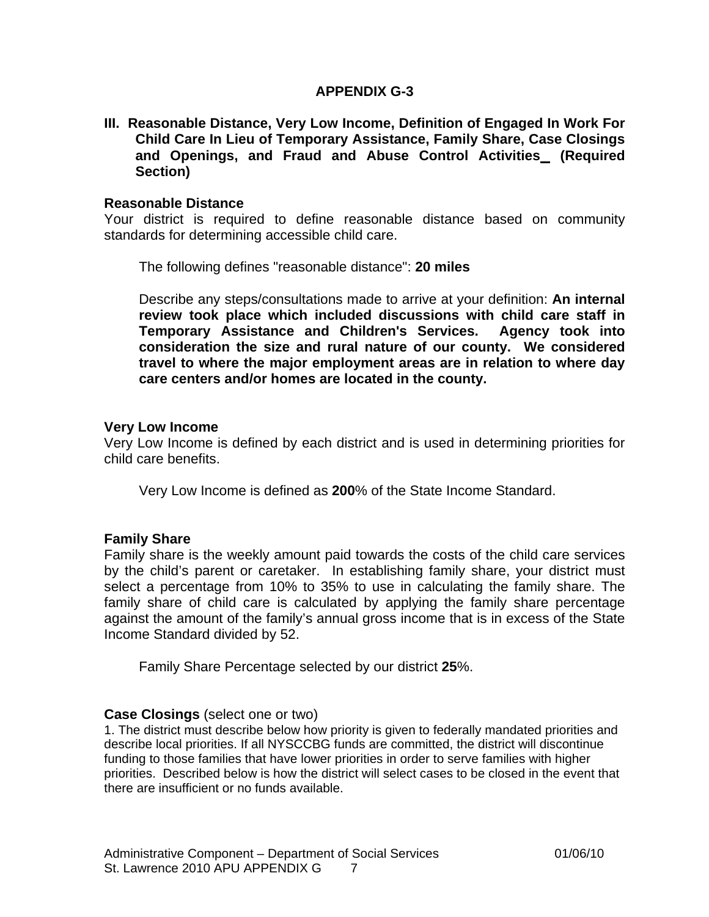## APPENDIX G-3

### III. Reasonable Distance, Very Low Income, Definition of Engaged In Work For Child Care In Lieu of Temporary Assistance, Family Share, Case Closings and Openings, and Fraud and Abuse Control Activities (Required Section)

**Reasonable Distance**

Your district is required to define reasonable distance based on community standards for determining accessible child care.

The following defines "reasonable distance": **20 miles**

Describe any steps/consultations made to arrive at your definition: **An internal review took place which included discussions with child care staff in Temporary Assistance and Children's Services. Agency took into consideration the size and rural nature of our county. We considered travel to where the major employment areas are in relation to where day care centers and/or homes are located in the county.**

**Very Low Income**

Very Low Income is defined by each district and is used in determining priorities for child care benefits.

Very Low Income is defined as **200**% of the State Income Standard.

**Family Share**

Family share is the weekly amount paid towards the costs of the child care services by the child's parent or caretaker. In establishing family share, your district must select a percentage from 10% to 35% to use in calculating the family share. The family share of child care is calculated by applying the family share percentage against the amount of the family's annual gross income that is in excess of the State Income Standard divided by 52.

Family Share Percentage selected by our district **25**%.

**Case Closings** (select one or two)

1. The district must describe below how priority is given to federally mandated priorities and describe local priorities. If all NYSCCBG funds are committed, the district will discontinue funding to those families that have lower priorities in order to serve families with higher priorities. Described below is how the district will select cases to be closed in the event that there are insufficient or no funds available.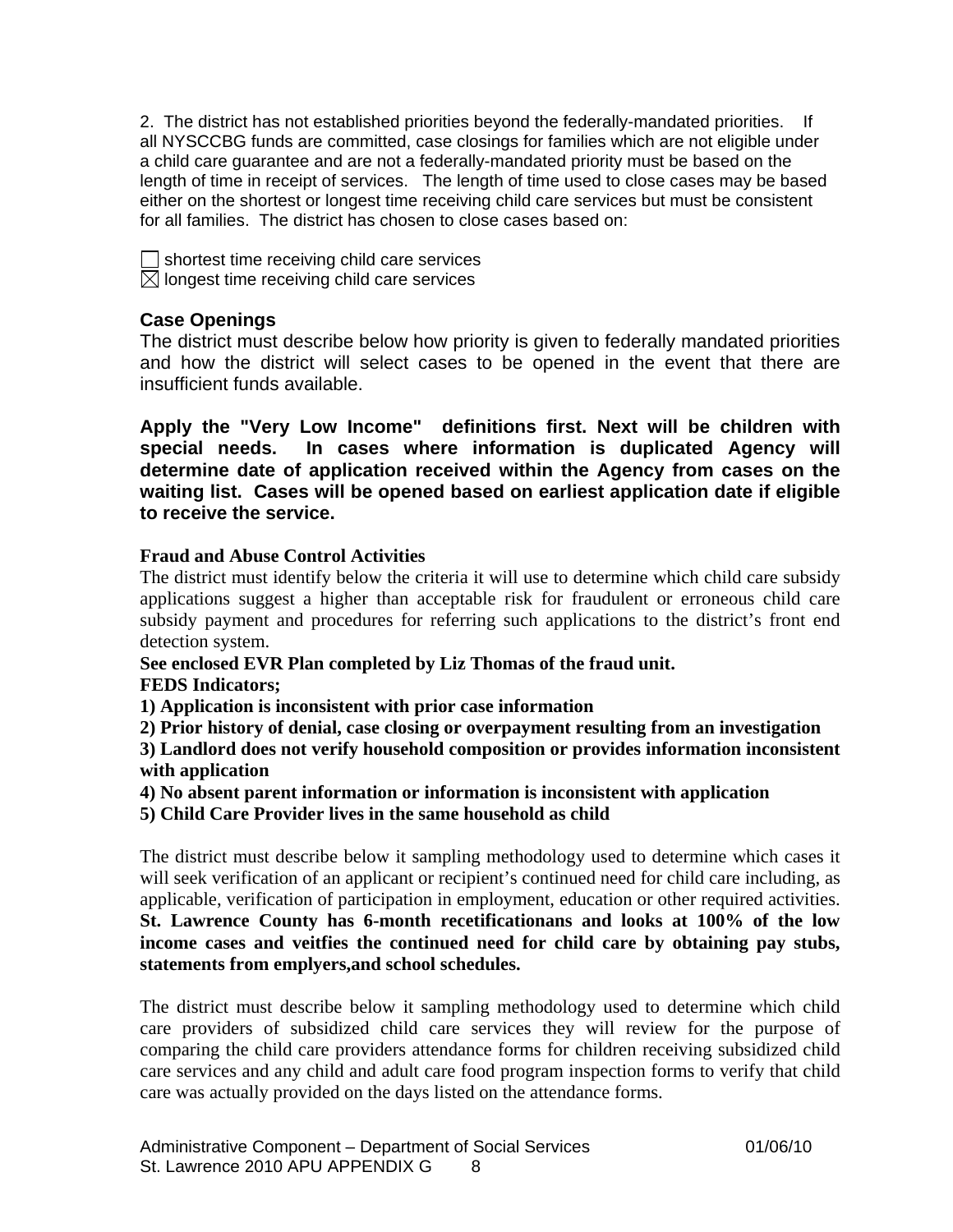2. The district has not established priorities beyond the federally-mandated priorities. If all NYSCCBG funds are committed, case closings for families which are not eligible under a child care guarantee and are not a federally-mandated priority must be based on the length of time in receipt of services. The length of time used to close cases may be based either on the shortest or longest time receiving child care services but must be consistent for all families. The district has chosen to close cases based on:

☐ shortest time receiving child care services
☒ longest time receiving child care services

### Case Openings

The district must describe below how priority is given to federally mandated priorities and how the district will select cases to be opened in the event that there are insufficient funds available.

**Apply the "Very Low Income" definitions first. Next will be children with special needs. In cases where information is duplicated Agency will determine date of application received within the Agency from cases on the waiting list. Cases will be opened based on earliest application date if eligible to receive the service.**

**Fraud and Abuse Control Activities**

The district must identify below the criteria it will use to determine which child care subsidy applications suggest a higher than acceptable risk for fraudulent or erroneous child care subsidy payment and procedures for referring such applications to the district's front end detection system.

**See enclosed EVR Plan completed by Liz Thomas of the fraud unit.**
**FEDS Indicators;**
**1) Application is inconsistent with prior case information**
**2) Prior history of denial, case closing or overpayment resulting from an investigation**
**3) Landlord does not verify household composition or provides information inconsistent with application**
**4) No absent parent information or information is inconsistent with application**
**5) Child Care Provider lives in the same household as child**

The district must describe below it sampling methodology used to determine which cases it will seek verification of an applicant or recipient's continued need for child care including, as applicable, verification of participation in employment, education or other required activities.
**St. Lawrence County has 6-month recetificationans and looks at 100% of the low income cases and veitfies the continued need for child care by obtaining pay stubs, statements from emplyers,and school schedules.**

The district must describe below it sampling methodology used to determine which child care providers of subsidized child care services they will review for the purpose of comparing the child care providers attendance forms for children receiving subsidized child care services and any child and adult care food program inspection forms to verify that child care was actually provided on the days listed on the attendance forms.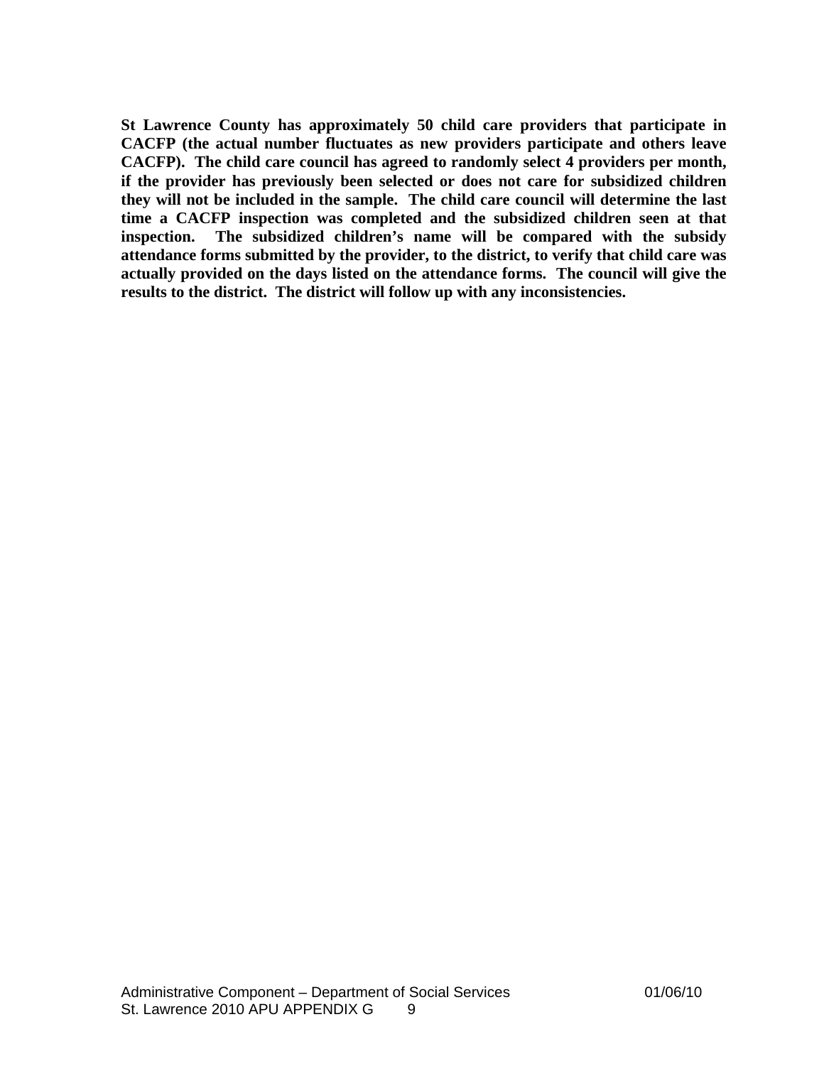**St Lawrence County has approximately 50 child care providers that participate in CACFP (the actual number fluctuates as new providers participate and others leave CACFP). The child care council has agreed to randomly select 4 providers per month, if the provider has previously been selected or does not care for subsidized children they will not be included in the sample. The child care council will determine the last time a CACFP inspection was completed and the subsidized children seen at that inspection. The subsidized children's name will be compared with the subsidy attendance forms submitted by the provider, to the district, to verify that child care was actually provided on the days listed on the attendance forms. The council will give the results to the district. The district will follow up with any inconsistencies.**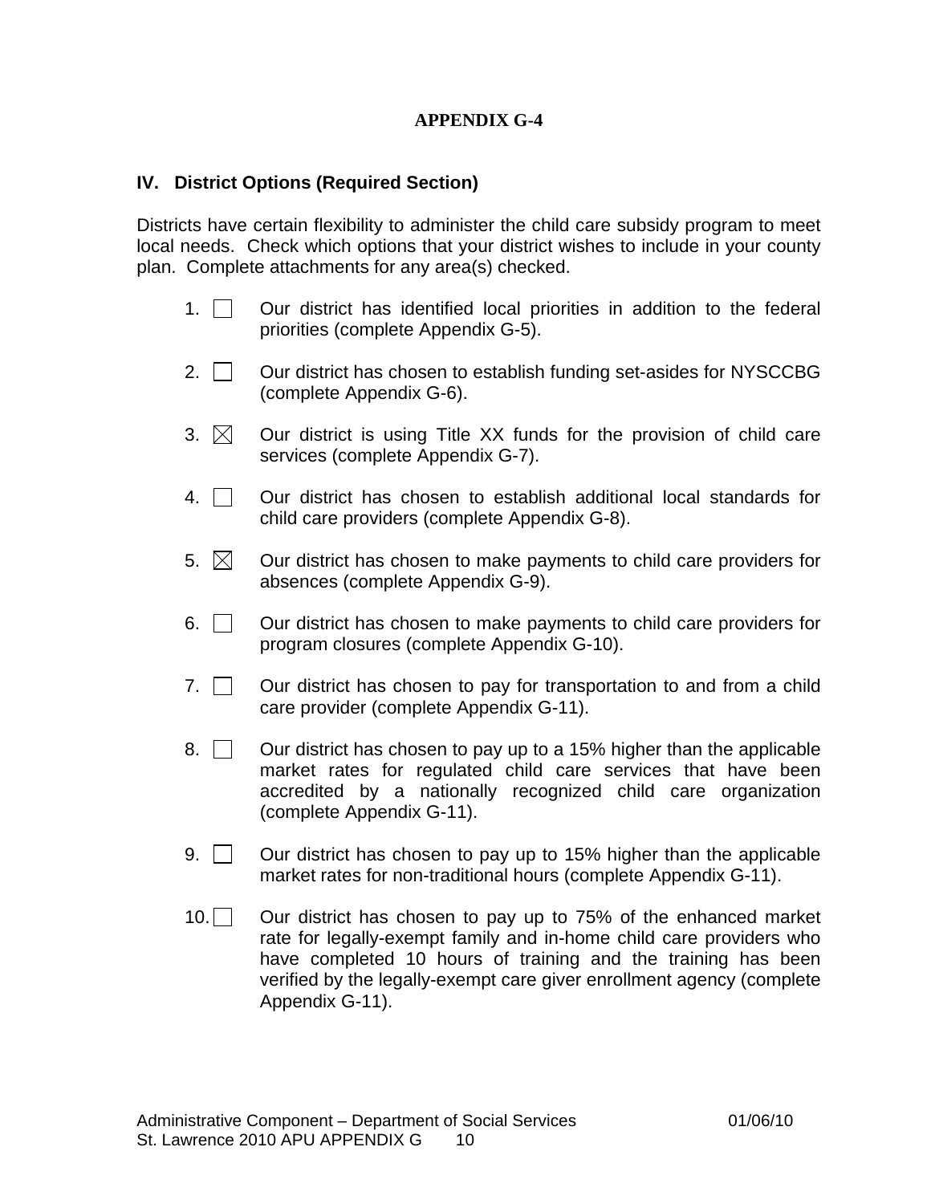**APPENDIX G-4**

### IV. District Options (Required Section)

Districts have certain flexibility to administer the child care subsidy program to meet local needs. Check which options that your district wishes to include in your county plan. Complete attachments for any area(s) checked.

1. ☐ Our district has identified local priorities in addition to the federal priorities (complete Appendix G-5).

2. ☐ Our district has chosen to establish funding set-asides for NYSCCBG (complete Appendix G-6).

3. ☒ Our district is using Title XX funds for the provision of child care services (complete Appendix G-7).

4. ☐ Our district has chosen to establish additional local standards for child care providers (complete Appendix G-8).

5. ☒ Our district has chosen to make payments to child care providers for absences (complete Appendix G-9).

6. ☐ Our district has chosen to make payments to child care providers for program closures (complete Appendix G-10).

7. ☐ Our district has chosen to pay for transportation to and from a child care provider (complete Appendix G-11).

8. ☐ Our district has chosen to pay up to a 15% higher than the applicable market rates for regulated child care services that have been accredited by a nationally recognized child care organization (complete Appendix G-11).

9. ☐ Our district has chosen to pay up to 15% higher than the applicable market rates for non-traditional hours (complete Appendix G-11).

10. ☐ Our district has chosen to pay up to 75% of the enhanced market rate for legally-exempt family and in-home child care providers who have completed 10 hours of training and the training has been verified by the legally-exempt care giver enrollment agency (complete Appendix G-11).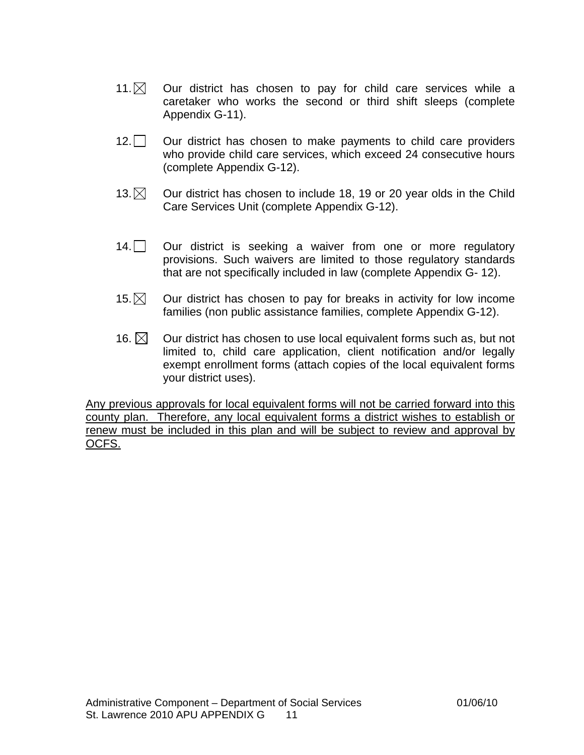11. ☒ Our district has chosen to pay for child care services while a caretaker who works the second or third shift sleeps (complete Appendix G-11).

12. ☐ Our district has chosen to make payments to child care providers who provide child care services, which exceed 24 consecutive hours (complete Appendix G-12).

13. ☒ Our district has chosen to include 18, 19 or 20 year olds in the Child Care Services Unit (complete Appendix G-12).

14. ☐ Our district is seeking a waiver from one or more regulatory provisions. Such waivers are limited to those regulatory standards that are not specifically included in law (complete Appendix G- 12).

15. ☒ Our district has chosen to pay for breaks in activity for low income families (non public assistance families, complete Appendix G-12).

16. ☒ Our district has chosen to use local equivalent forms such as, but not limited to, child care application, client notification and/or legally exempt enrollment forms (attach copies of the local equivalent forms your district uses).

<u>Any previous approvals for local equivalent forms will not be carried forward into this county plan. Therefore, any local equivalent forms a district wishes to establish or renew must be included in this plan and will be subject to review and approval by OCFS.</u>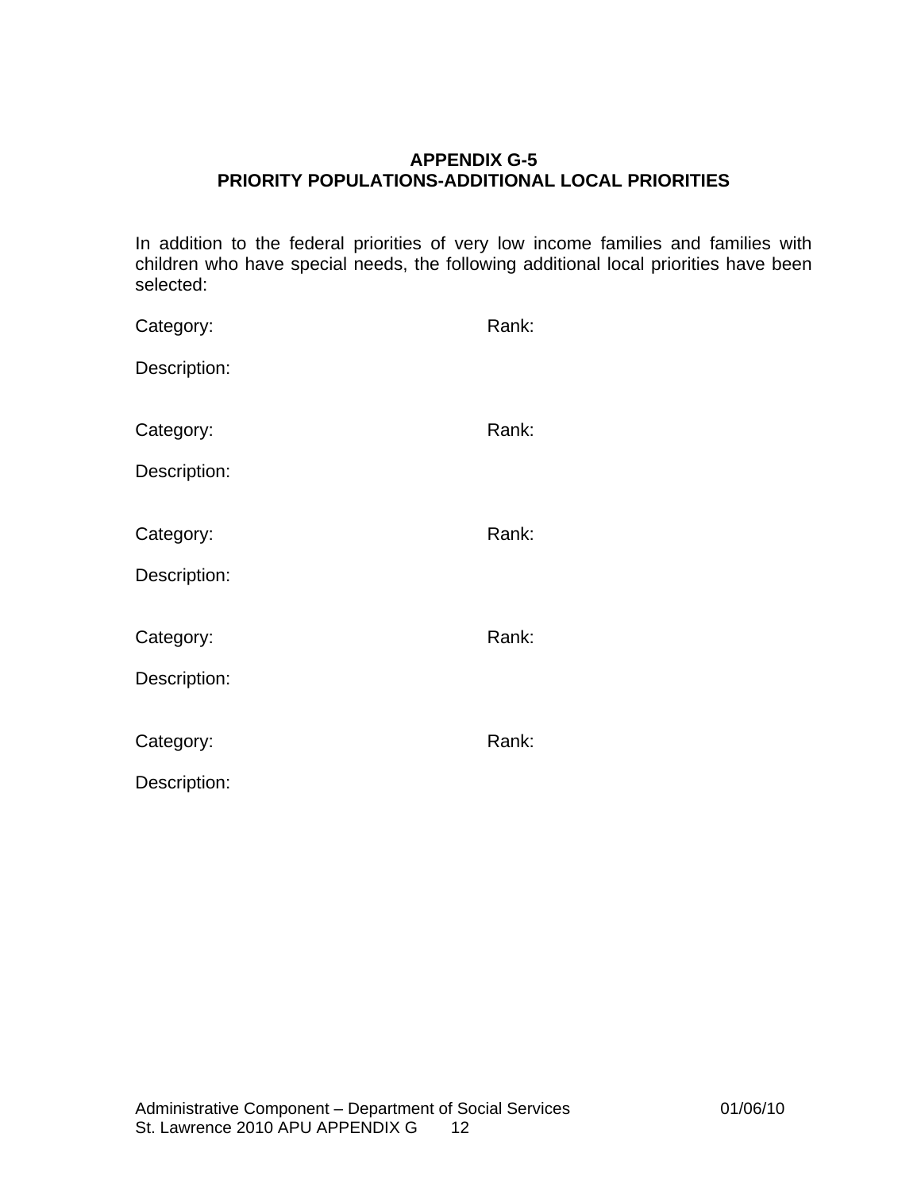## APPENDIX G-5
## PRIORITY POPULATIONS-ADDITIONAL LOCAL PRIORITIES

In addition to the federal priorities of very low income families and families with children who have special needs, the following additional local priorities have been selected:

Category: Rank:

Description:

Category: Rank:

Description:

Category: Rank:

Description:

Category: Rank:

Description:

Category: Rank:

Description: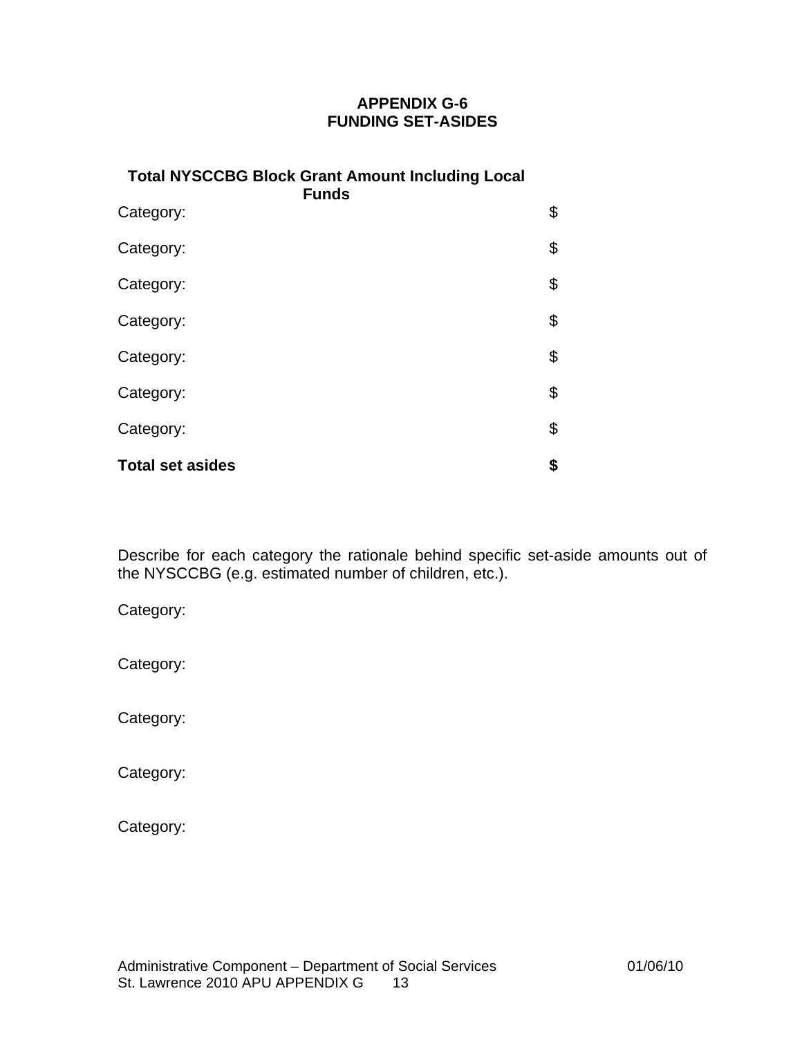## APPENDIX G-6
## FUNDING SET-ASIDES

| **Total NYSCCBG Block Grant Amount Including Local Funds** | |
|---|---|
| Category: | $ |
| Category: | $ |
| Category: | $ |
| Category: | $ |
| Category: | $ |
| Category: | $ |
| Category: | $ |
| **Total set asides** | **$** |

Describe for each category the rationale behind specific set-aside amounts out of the NYSCCBG (e.g. estimated number of children, etc.).

Category:

Category:

Category:

Category:

Category: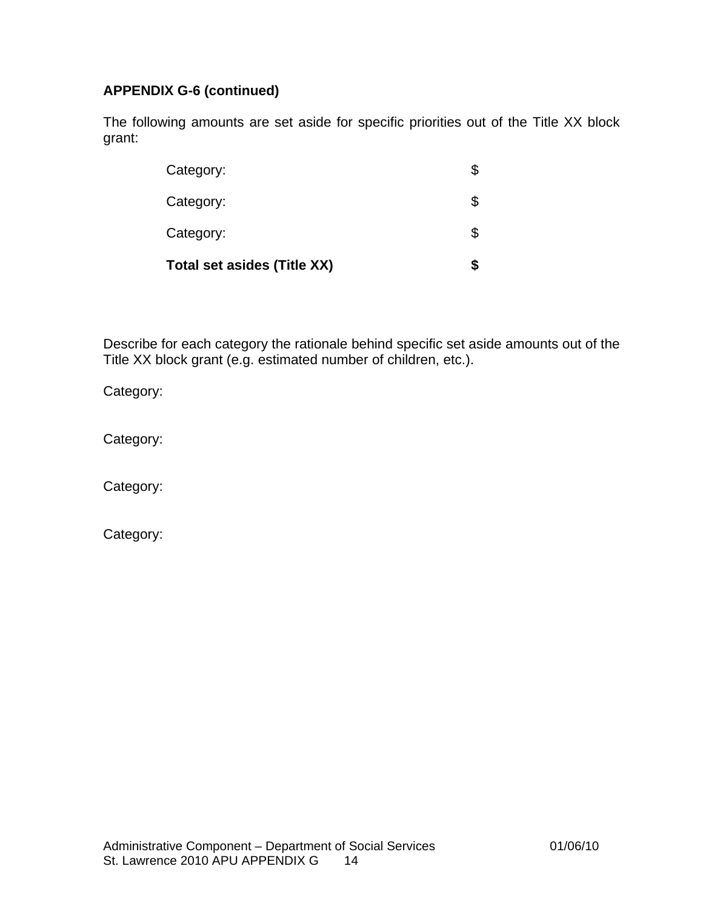**APPENDIX G-6 (continued)**

The following amounts are set aside for specific priorities out of the Title XX block grant:

| | |
|---|---|
| Category: | $ |
| Category: | $ |
| Category: | $ |
| **Total set asides (Title XX)** | **$** |

Describe for each category the rationale behind specific set aside amounts out of the Title XX block grant (e.g. estimated number of children, etc.).

Category:

Category:

Category:

Category: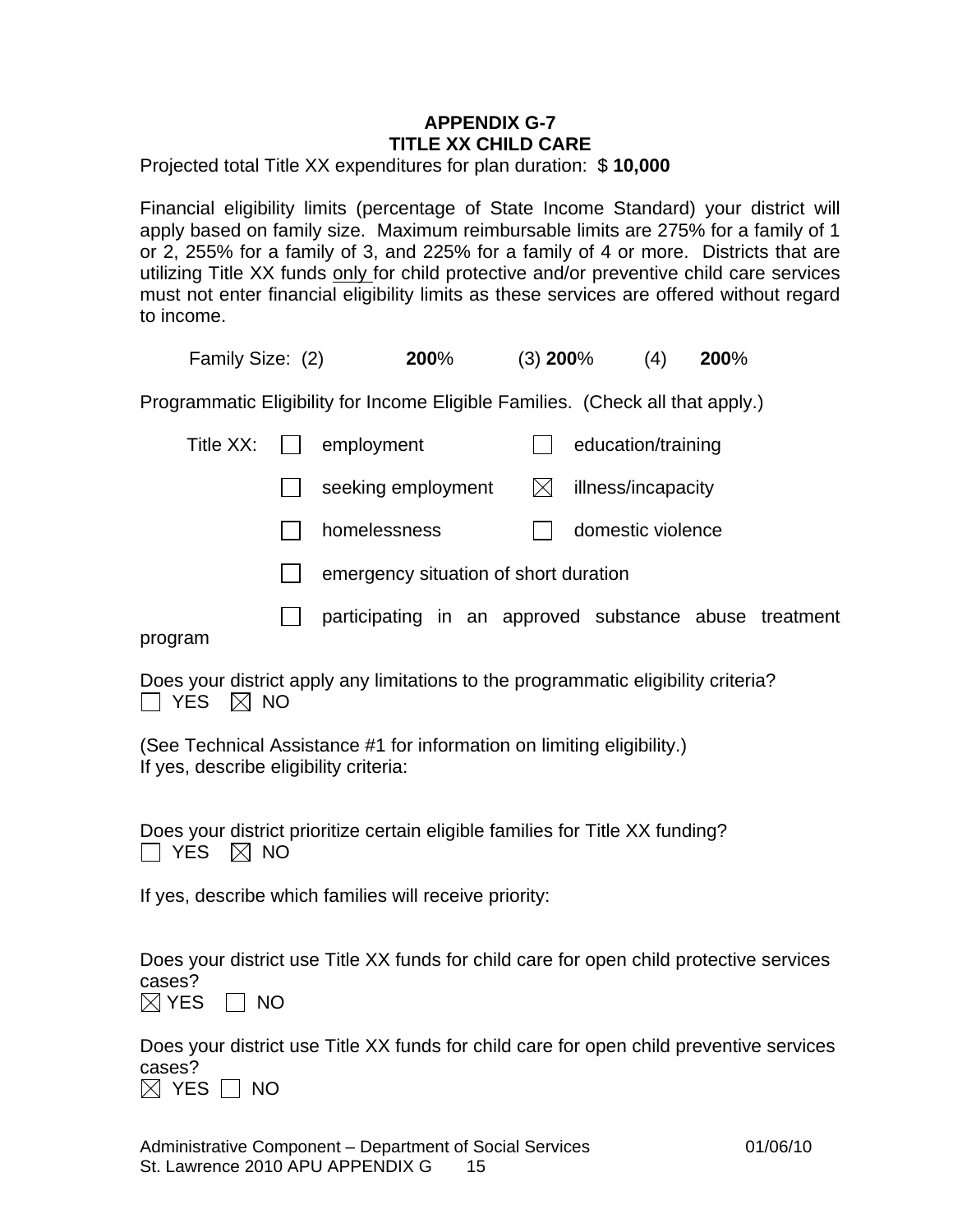# APPENDIX G-7
# TITLE XX CHILD CARE

Projected total Title XX expenditures for plan duration: $ **10,000**

Financial eligibility limits (percentage of State Income Standard) your district will apply based on family size. Maximum reimbursable limits are 275% for a family of 1 or 2, 255% for a family of 3, and 225% for a family of 4 or more. Districts that are utilizing Title XX funds <u>only</u> for child protective and/or preventive child care services must not enter financial eligibility limits as these services are offered without regard to income.

Family Size: (2) **200**% (3) **200**% (4) **200**%

Programmatic Eligibility for Income Eligible Families. (Check all that apply.)

Title XX:

- ☐ employment
- ☐ education/training
- ☐ seeking employment
- ☒ illness/incapacity
- ☐ homelessness
- ☐ domestic violence
- ☐ emergency situation of short duration
- ☐ participating in an approved substance abuse treatment program

Does your district apply any limitations to the programmatic eligibility criteria?
☐ YES ☒ NO

(See Technical Assistance #1 for information on limiting eligibility.)
If yes, describe eligibility criteria:

Does your district prioritize certain eligible families for Title XX funding?
☐ YES ☒ NO

If yes, describe which families will receive priority:

Does your district use Title XX funds for child care for open child protective services cases?
☒ YES ☐ NO

Does your district use Title XX funds for child care for open child preventive services cases?
☒ YES ☐ NO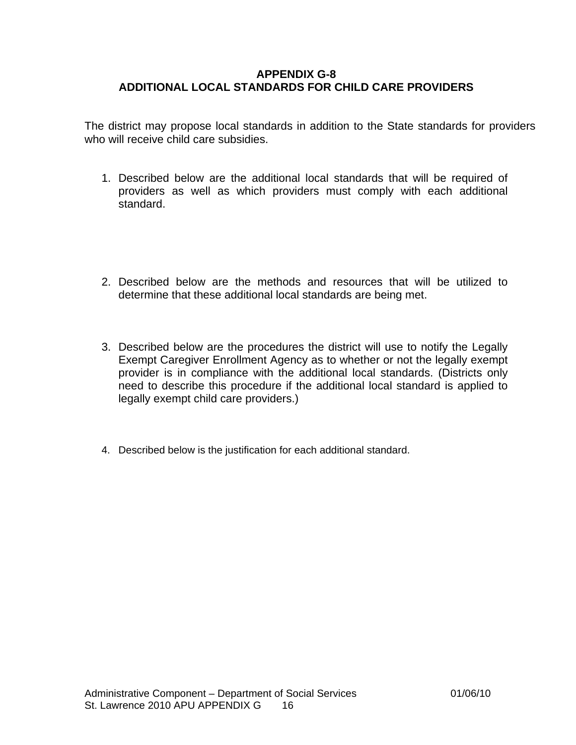# APPENDIX G-8
# ADDITIONAL LOCAL STANDARDS FOR CHILD CARE PROVIDERS

The district may propose local standards in addition to the State standards for providers who will receive child care subsidies.

1. Described below are the additional local standards that will be required of providers as well as which providers must comply with each additional standard.

2. Described below are the methods and resources that will be utilized to determine that these additional local standards are being met.

3. Described below are the procedures the district will use to notify the Legally Exempt Caregiver Enrollment Agency as to whether or not the legally exempt provider is in compliance with the additional local standards. (Districts only need to describe this procedure if the additional local standard is applied to legally exempt child care providers.)

4. Described below is the justification for each additional standard.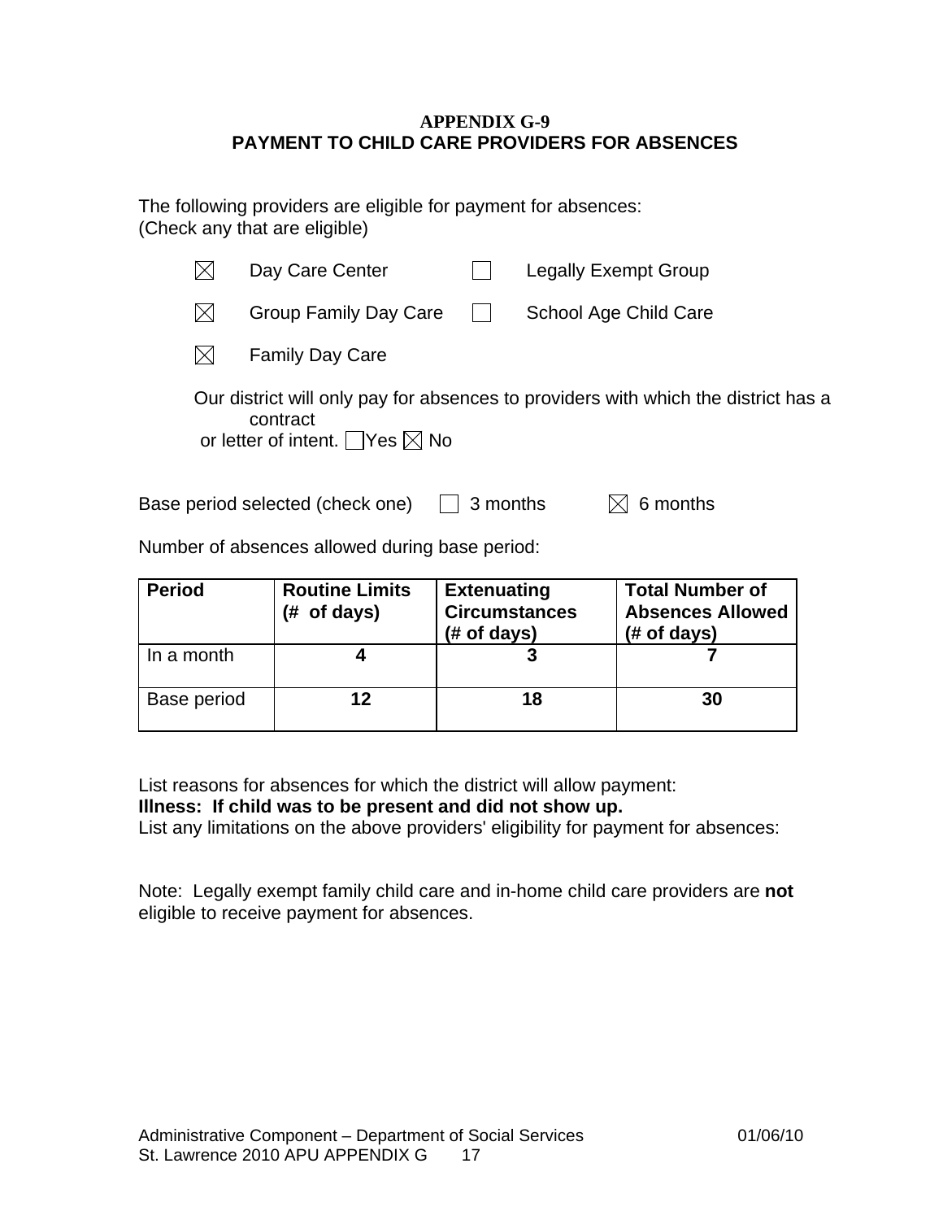# APPENDIX G-9
## PAYMENT TO CHILD CARE PROVIDERS FOR ABSENCES

The following providers are eligible for payment for absences:
(Check any that are eligible)

- ☒ Day Care Center
- ☐ Legally Exempt Group
- ☒ Group Family Day Care
- ☐ School Age Child Care
- ☒ Family Day Care

Our district will only pay for absences to providers with which the district has a contract or letter of intent. ☐ Yes ☒ No

Base period selected (check one) ☐ 3 months ☒ 6 months

Number of absences allowed during base period:

| Period | Routine Limits (# of days) | Extenuating Circumstances (# of days) | Total Number of Absences Allowed (# of days) |
|---|---|---|---|
| In a month | **4** | **3** | **7** |
| Base period | **12** | **18** | **30** |

List reasons for absences for which the district will allow payment:
**Illness: If child was to be present and did not show up.**
List any limitations on the above providers' eligibility for payment for absences:

Note: Legally exempt family child care and in-home child care providers are **not** eligible to receive payment for absences.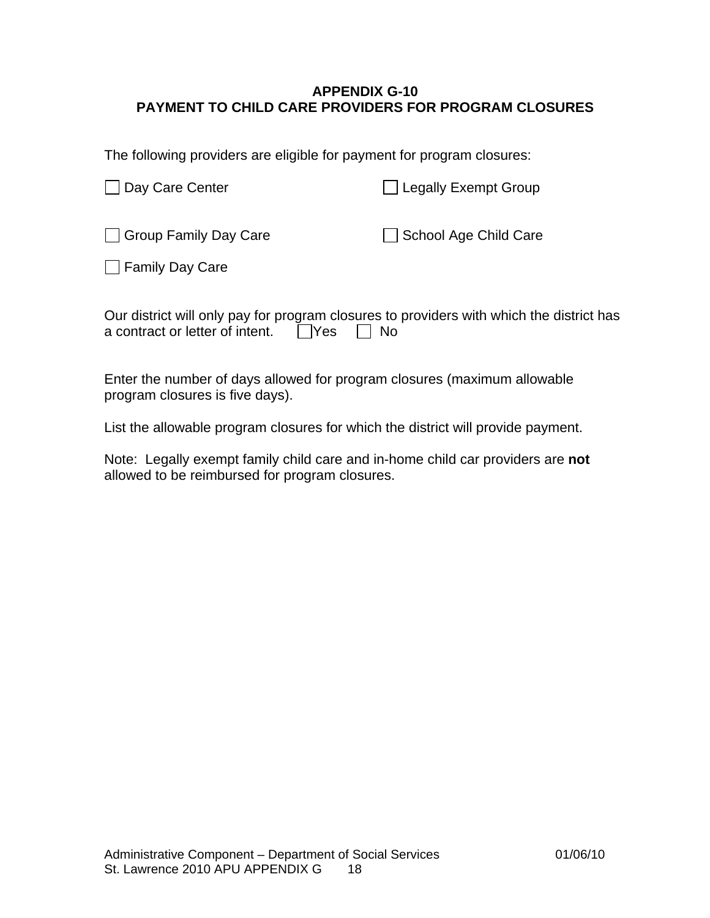# APPENDIX G-10
# PAYMENT TO CHILD CARE PROVIDERS FOR PROGRAM CLOSURES

The following providers are eligible for payment for program closures:

☐ Day Care Center ☐ Legally Exempt Group

☐ Group Family Day Care ☐ School Age Child Care

☐ Family Day Care

Our district will only pay for program closures to providers with which the district has a contract or letter of intent. ☐Yes ☐ No

Enter the number of days allowed for program closures (maximum allowable program closures is five days).

List the allowable program closures for which the district will provide payment.

Note: Legally exempt family child care and in-home child car providers are **not** allowed to be reimbursed for program closures.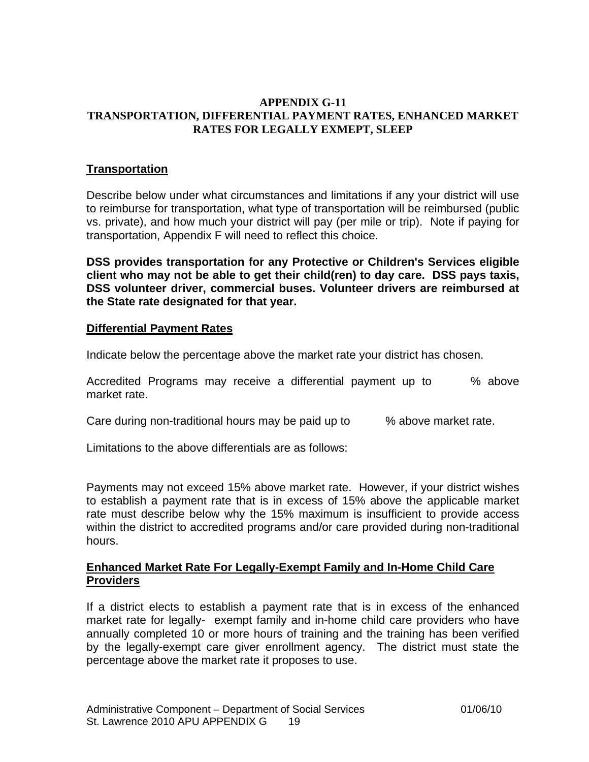**APPENDIX G-11**
**TRANSPORTATION, DIFFERENTIAL PAYMENT RATES, ENHANCED MARKET RATES FOR LEGALLY EXMEPT, SLEEP**

## Transportation

Describe below under what circumstances and limitations if any your district will use to reimburse for transportation, what type of transportation will be reimbursed (public vs. private), and how much your district will pay (per mile or trip). Note if paying for transportation, Appendix F will need to reflect this choice.

**DSS provides transportation for any Protective or Children's Services eligible client who may not be able to get their child(ren) to day care. DSS pays taxis, DSS volunteer driver, commercial buses. Volunteer drivers are reimbursed at the State rate designated for that year.**

## Differential Payment Rates

Indicate below the percentage above the market rate your district has chosen.

Accredited Programs may receive a differential payment up to      % above market rate.

Care during non-traditional hours may be paid up to      % above market rate.

Limitations to the above differentials are as follows:

Payments may not exceed 15% above market rate. However, if your district wishes to establish a payment rate that is in excess of 15% above the applicable market rate must describe below why the 15% maximum is insufficient to provide access within the district to accredited programs and/or care provided during non-traditional hours.

## Enhanced Market Rate For Legally-Exempt Family and In-Home Child Care Providers

If a district elects to establish a payment rate that is in excess of the enhanced market rate for legally- exempt family and in-home child care providers who have annually completed 10 or more hours of training and the training has been verified by the legally-exempt care giver enrollment agency. The district must state the percentage above the market rate it proposes to use.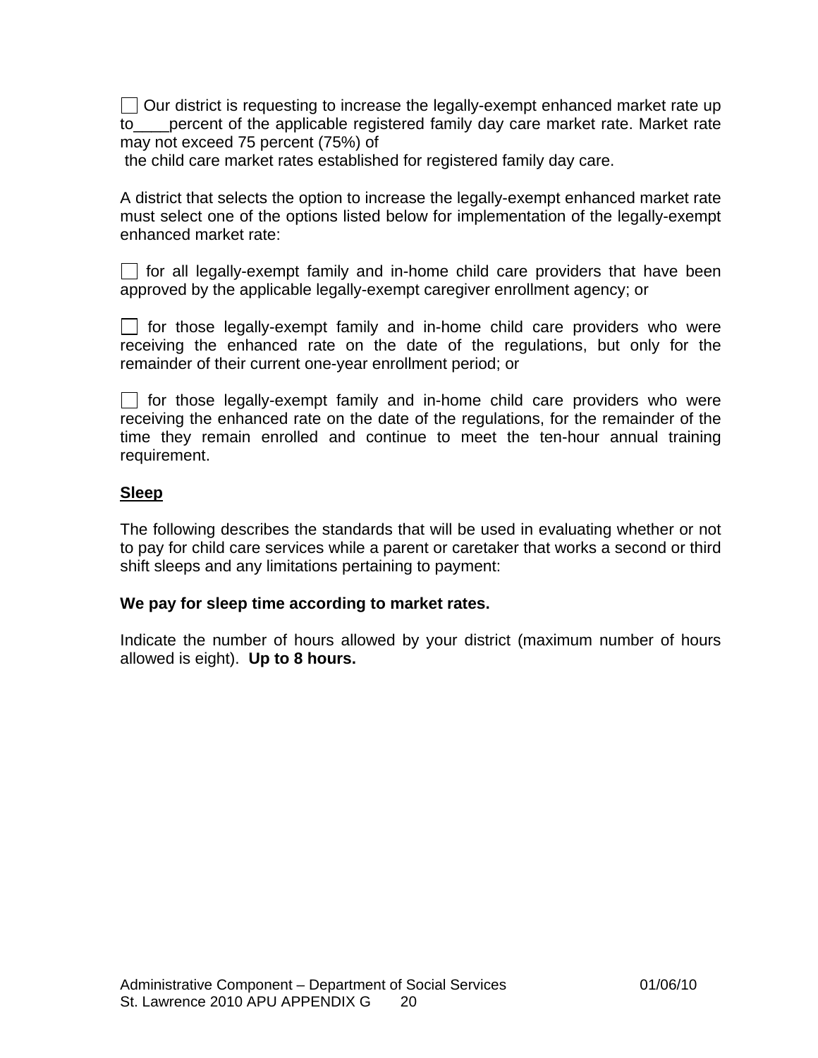☐ Our district is requesting to increase the legally-exempt enhanced market rate up to____percent of the applicable registered family day care market rate. Market rate may not exceed 75 percent (75%) of
the child care market rates established for registered family day care.

A district that selects the option to increase the legally-exempt enhanced market rate must select one of the options listed below for implementation of the legally-exempt enhanced market rate:

☐ for all legally-exempt family and in-home child care providers that have been approved by the applicable legally-exempt caregiver enrollment agency; or

☐ for those legally-exempt family and in-home child care providers who were receiving the enhanced rate on the date of the regulations, but only for the remainder of their current one-year enrollment period; or

☐ for those legally-exempt family and in-home child care providers who were receiving the enhanced rate on the date of the regulations, for the remainder of the time they remain enrolled and continue to meet the ten-hour annual training requirement.

**Sleep**

The following describes the standards that will be used in evaluating whether or not to pay for child care services while a parent or caretaker that works a second or third shift sleeps and any limitations pertaining to payment:

**We pay for sleep time according to market rates.**

Indicate the number of hours allowed by your district (maximum number of hours allowed is eight). **Up to 8 hours.**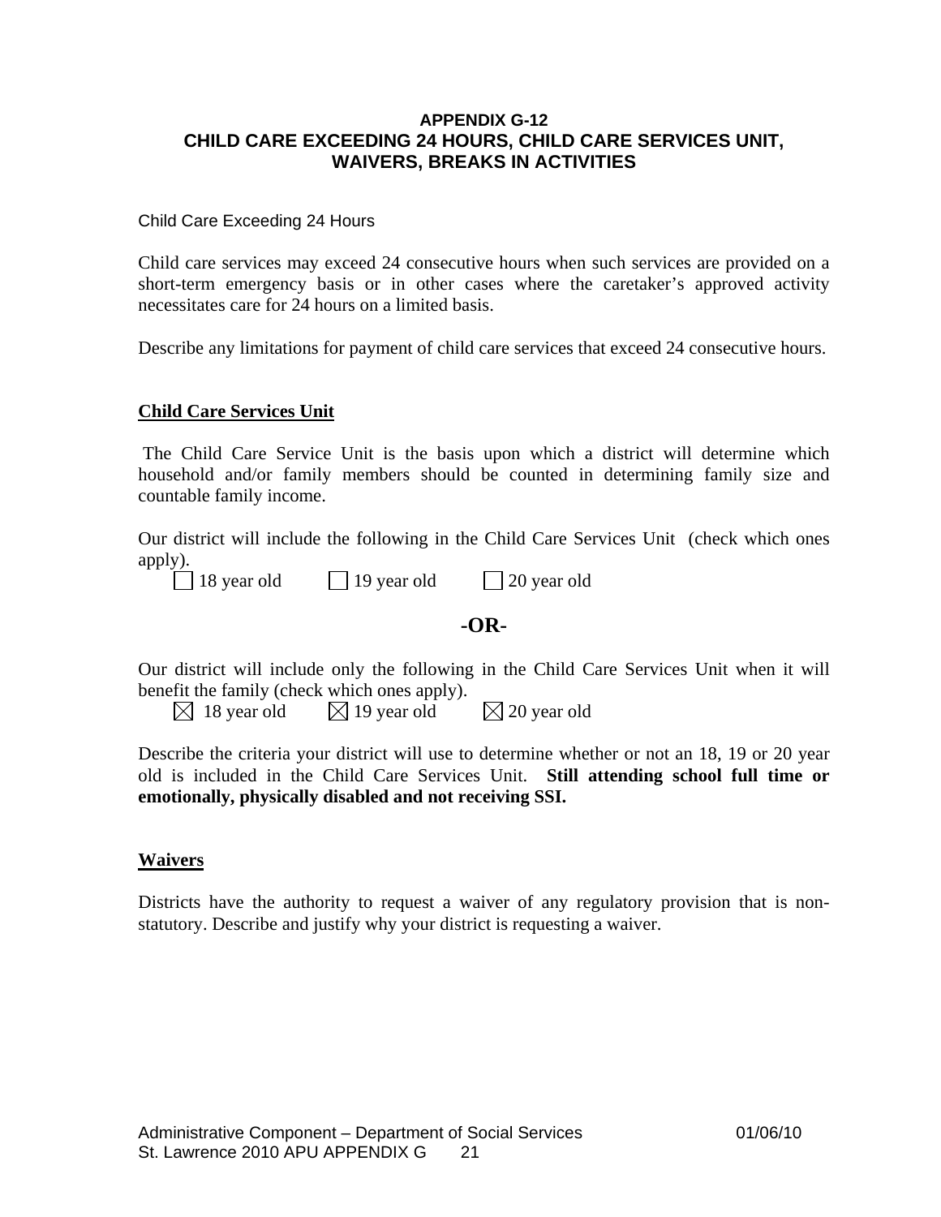**APPENDIX G-12**
**CHILD CARE EXCEEDING 24 HOURS, CHILD CARE SERVICES UNIT, WAIVERS, BREAKS IN ACTIVITIES**

Child Care Exceeding 24 Hours

Child care services may exceed 24 consecutive hours when such services are provided on a short-term emergency basis or in other cases where the caretaker's approved activity necessitates care for 24 hours on a limited basis.

Describe any limitations for payment of child care services that exceed 24 consecutive hours.

**Child Care Services Unit**

The Child Care Service Unit is the basis upon which a district will determine which household and/or family members should be counted in determining family size and countable family income.

Our district will include the following in the Child Care Services Unit (check which ones apply).

☐ 18 year old ☐ 19 year old ☐ 20 year old

**-OR-**

Our district will include only the following in the Child Care Services Unit when it will benefit the family (check which ones apply).

☒ 18 year old ☒ 19 year old ☒ 20 year old

Describe the criteria your district will use to determine whether or not an 18, 19 or 20 year old is included in the Child Care Services Unit. **Still attending school full time or emotionally, physically disabled and not receiving SSI.**

**Waivers**

Districts have the authority to request a waiver of any regulatory provision that is non-statutory. Describe and justify why your district is requesting a waiver.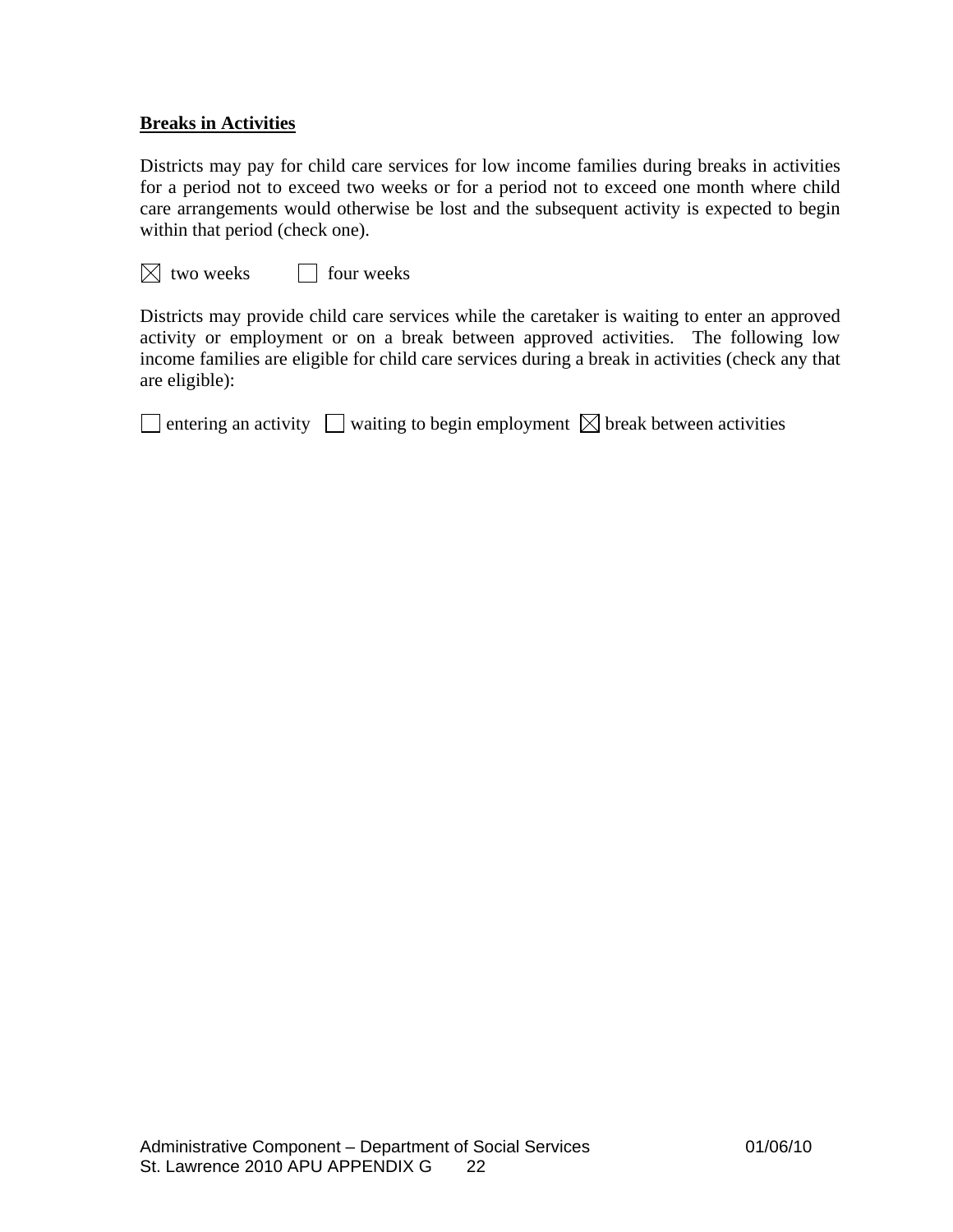**Breaks in Activities**

Districts may pay for child care services for low income families during breaks in activities for a period not to exceed two weeks or for a period not to exceed one month where child care arrangements would otherwise be lost and the subsequent activity is expected to begin within that period (check one).

☒ two weeks ☐ four weeks

Districts may provide child care services while the caretaker is waiting to enter an approved activity or employment or on a break between approved activities. The following low income families are eligible for child care services during a break in activities (check any that are eligible):

☐ entering an activity ☐ waiting to begin employment ☒ break between activities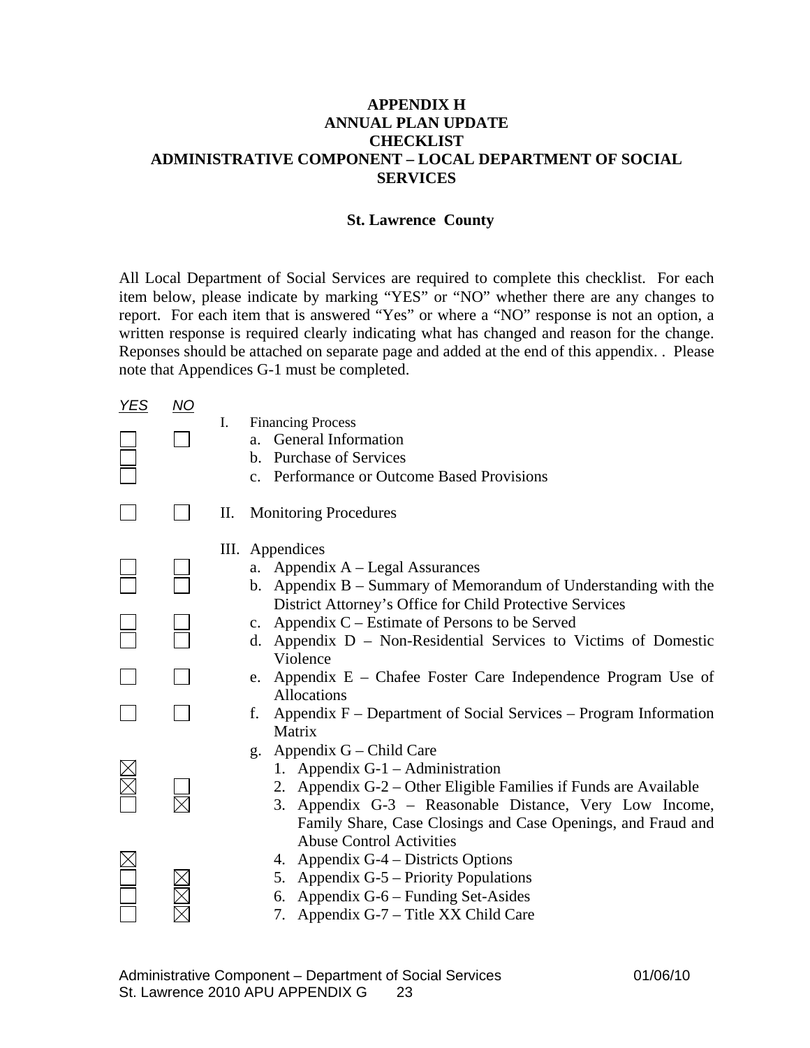**APPENDIX H**
**ANNUAL PLAN UPDATE**
**CHECKLIST**
**ADMINISTRATIVE COMPONENT – LOCAL DEPARTMENT OF SOCIAL SERVICES**

**St. Lawrence County**

All Local Department of Social Services are required to complete this checklist. For each item below, please indicate by marking "YES" or "NO" whether there are any changes to report. For each item that is answered "Yes" or where a "NO" response is not an option, a written response is required clearly indicating what has changed and reason for the change. Reponses should be attached on separate page and added at the end of this appendix. . Please note that Appendices G-1 must be completed.

| *YES* | *NO* | Item |
|---|---|---|
| | | I. Financing Process |
| ☐ | ☐ | a. General Information |
| ☐ | | b. Purchase of Services |
| ☐ | | c. Performance or Outcome Based Provisions |
| ☐ | ☐ | II. Monitoring Procedures |
| | | III. Appendices |
| ☐ | ☐ | a. Appendix A – Legal Assurances |
| ☐ | ☐ | b. Appendix B – Summary of Memorandum of Understanding with the District Attorney's Office for Child Protective Services |
| ☐ | ☐ | c. Appendix C – Estimate of Persons to be Served |
| ☐ | ☐ | d. Appendix D – Non-Residential Services to Victims of Domestic Violence |
| ☐ | ☐ | e. Appendix E – Chafee Foster Care Independence Program Use of Allocations |
| ☐ | ☐ | f. Appendix F – Department of Social Services – Program Information Matrix |
| | | g. Appendix G – Child Care |
| ☒ | | 1. Appendix G-1 – Administration |
| ☒ | ☐ | 2. Appendix G-2 – Other Eligible Families if Funds are Available |
| ☐ | ☒ | 3. Appendix G-3 – Reasonable Distance, Very Low Income, Family Share, Case Closings and Case Openings, and Fraud and Abuse Control Activities |
| ☒ | | 4. Appendix G-4 – Districts Options |
| ☐ | ☒ | 5. Appendix G-5 – Priority Populations |
| ☐ | ☒ | 6. Appendix G-6 – Funding Set-Asides |
| ☐ | ☒ | 7. Appendix G-7 – Title XX Child Care |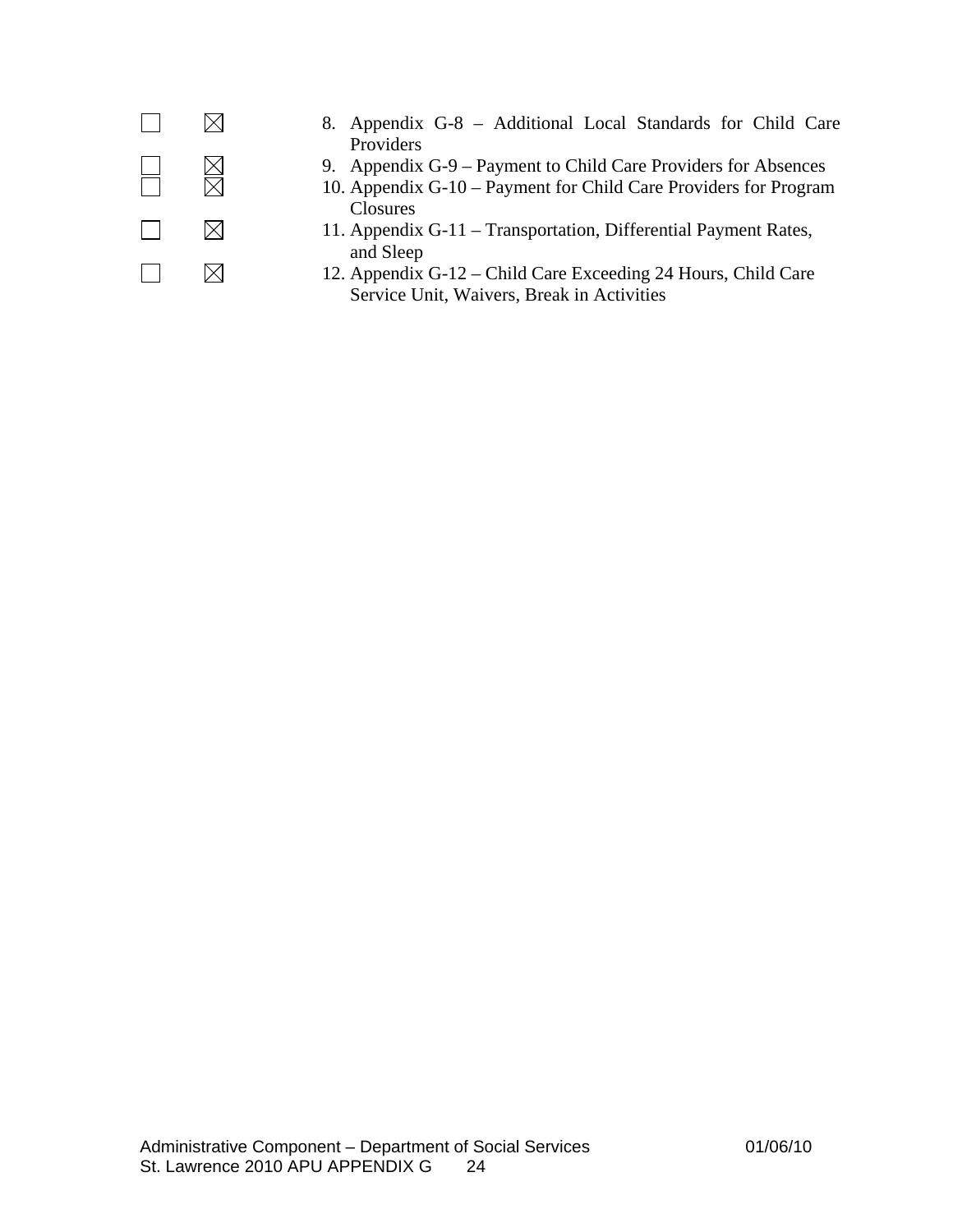| | | |
|---|---|---|
| ☐ | ☒ | 8. Appendix G-8 – Additional Local Standards for Child Care Providers |
| ☐ | ☒ | 9. Appendix G-9 – Payment to Child Care Providers for Absences |
| ☐ | ☒ | 10. Appendix G-10 – Payment for Child Care Providers for Program Closures |
| ☐ | ☒ | 11. Appendix G-11 – Transportation, Differential Payment Rates, and Sleep |
| ☐ | ☒ | 12. Appendix G-12 – Child Care Exceeding 24 Hours, Child Care Service Unit, Waivers, Break in Activities |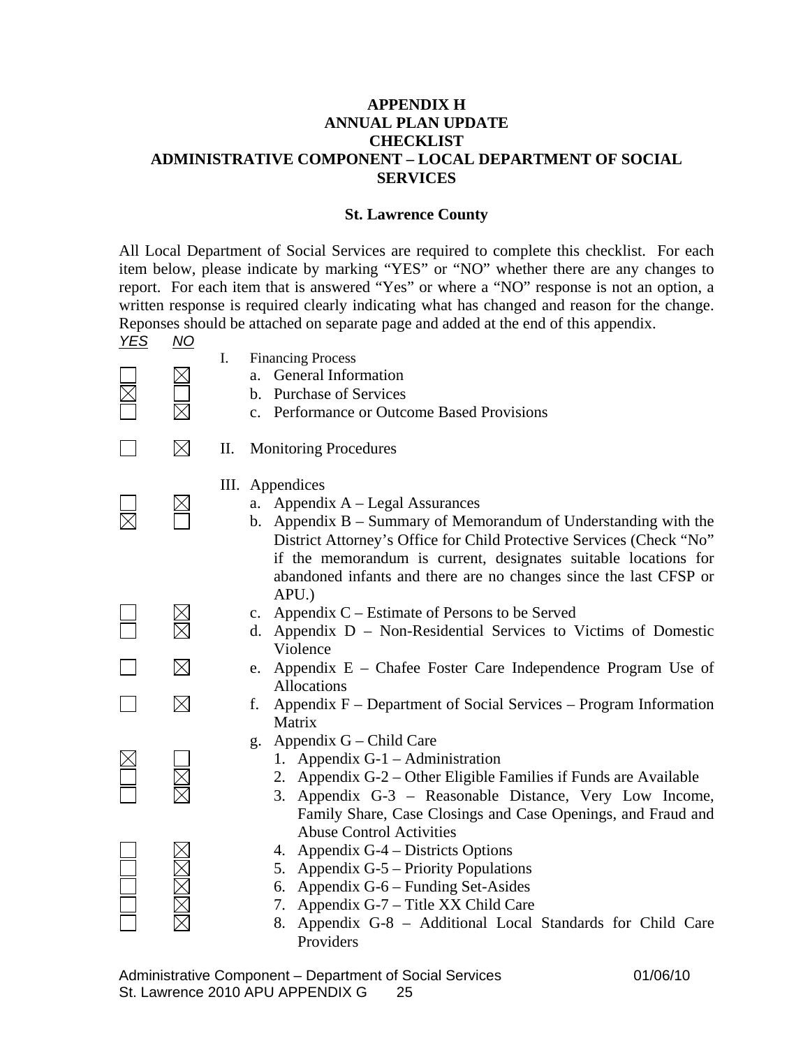# APPENDIX H
# ANNUAL PLAN UPDATE
# CHECKLIST
# ADMINISTRATIVE COMPONENT – LOCAL DEPARTMENT OF SOCIAL SERVICES

**St. Lawrence County**

All Local Department of Social Services are required to complete this checklist. For each item below, please indicate by marking "YES" or "NO" whether there are any changes to report. For each item that is answered "Yes" or where a "NO" response is not an option, a written response is required clearly indicating what has changed and reason for the change. Reponses should be attached on separate page and added at the end of this appendix.

| *YES* | *NO* | Item |
|---|---|---|
| | | I. Financing Process |
| ☐ | ☒ | a. General Information |
| ☒ | ☐ | b. Purchase of Services |
| ☐ | ☒ | c. Performance or Outcome Based Provisions |
| ☐ | ☒ | II. Monitoring Procedures |
| | | III. Appendices |
| ☐ | ☒ | a. Appendix A – Legal Assurances |
| ☒ | ☐ | b. Appendix B – Summary of Memorandum of Understanding with the District Attorney's Office for Child Protective Services (Check "No" if the memorandum is current, designates suitable locations for abandoned infants and there are no changes since the last CFSP or APU.) |
| ☐ | ☒ | c. Appendix C – Estimate of Persons to be Served |
| ☐ | ☒ | d. Appendix D – Non-Residential Services to Victims of Domestic Violence |
| ☐ | ☒ | e. Appendix E – Chafee Foster Care Independence Program Use of Allocations |
| ☐ | ☒ | f. Appendix F – Department of Social Services – Program Information Matrix |
| | | g. Appendix G – Child Care |
| ☒ | ☐ | 1. Appendix G-1 – Administration |
| ☐ | ☒ | 2. Appendix G-2 – Other Eligible Families if Funds are Available |
| ☐ | ☒ | 3. Appendix G-3 – Reasonable Distance, Very Low Income, Family Share, Case Closings and Case Openings, and Fraud and Abuse Control Activities |
| ☐ | ☒ | 4. Appendix G-4 – Districts Options |
| ☐ | ☒ | 5. Appendix G-5 – Priority Populations |
| ☐ | ☒ | 6. Appendix G-6 – Funding Set-Asides |
| ☐ | ☒ | 7. Appendix G-7 – Title XX Child Care |
| ☐ | ☒ | 8. Appendix G-8 – Additional Local Standards for Child Care Providers |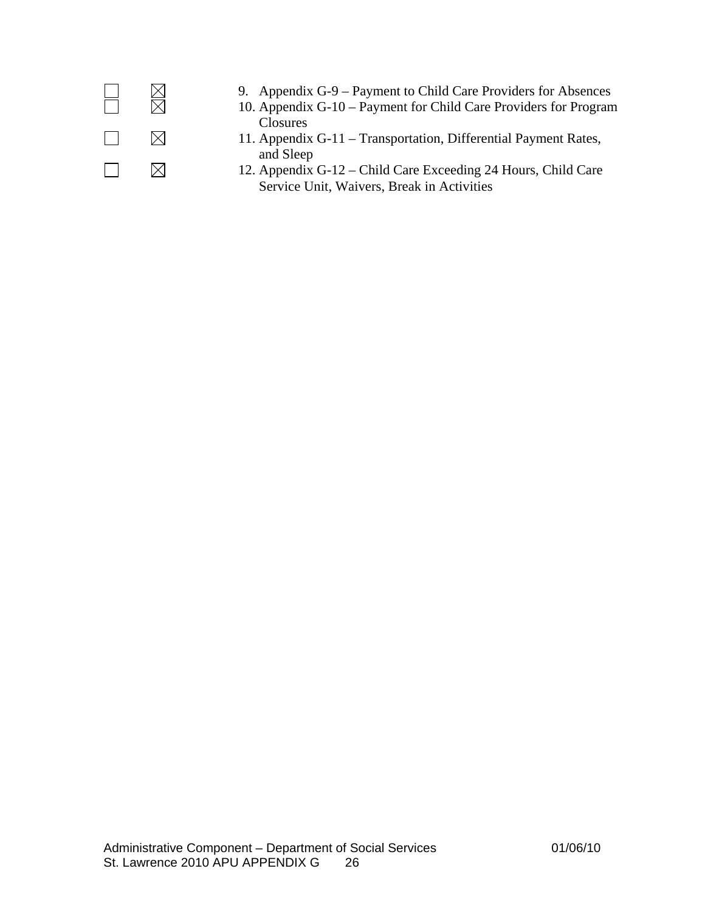| | | |
|---|---|---|
| ☐ | ☒ | 9. Appendix G-9 – Payment to Child Care Providers for Absences |
| ☐ | ☒ | 10. Appendix G-10 – Payment for Child Care Providers for Program Closures |
| ☐ | ☒ | 11. Appendix G-11 – Transportation, Differential Payment Rates, and Sleep |
| ☐ | ☒ | 12. Appendix G-12 – Child Care Exceeding 24 Hours, Child Care Service Unit, Waivers, Break in Activities |